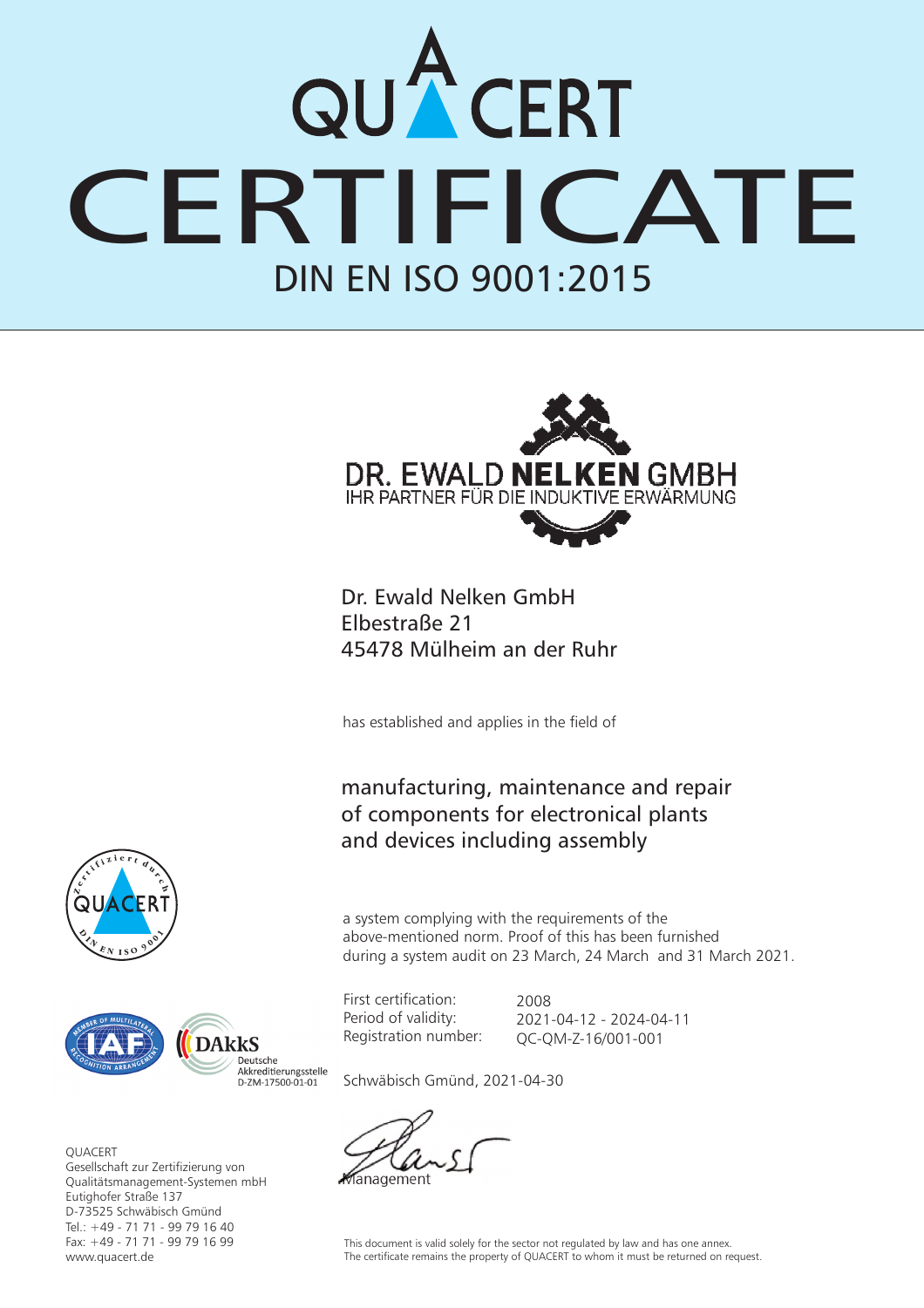# QUACERT

# CERTIFICATE

## DIN EN ISO 9001:2015

DR. EWALD **NELKEN** GMBH
IHR PARTNER FÜR DIE INDUKTIVE ERWÄRMUNG

Dr. Ewald Nelken GmbH
Elbestraße 21
45478 Mülheim an der Ruhr

has established and applies in the field of

manufacturing, maintenance and repair of components for electronical plants and devices including assembly

a system complying with the requirements of the above-mentioned norm. Proof of this has been furnished during a system audit on 23 March, 24 March and 31 March 2021.

First certification: 2008
Period of validity: 2021-04-12 - 2024-04-11
Registration number: QC-QM-Z-16/001-001

Schwäbisch Gmünd, 2021-04-30

Management

zertifiziert durch QUACERT DIN EN ISO 9001

IAF – Member of Multilateral Recognition Arrangement

DAkkS
Deutsche Akkreditierungsstelle
D-ZM-17500-01-01

QUACERT
Gesellschaft zur Zertifizierung von Qualitätsmanagement-Systemen mbH
Eutighofer Straße 137
D-73525 Schwäbisch Gmünd
Tel.: +49 - 71 71 - 99 79 16 40
Fax: +49 - 71 71 - 99 79 16 99
www.quacert.de

This document is valid solely for the sector not regulated by law and has one annex.
The certificate remains the property of QUACERT to whom it must be returned on request.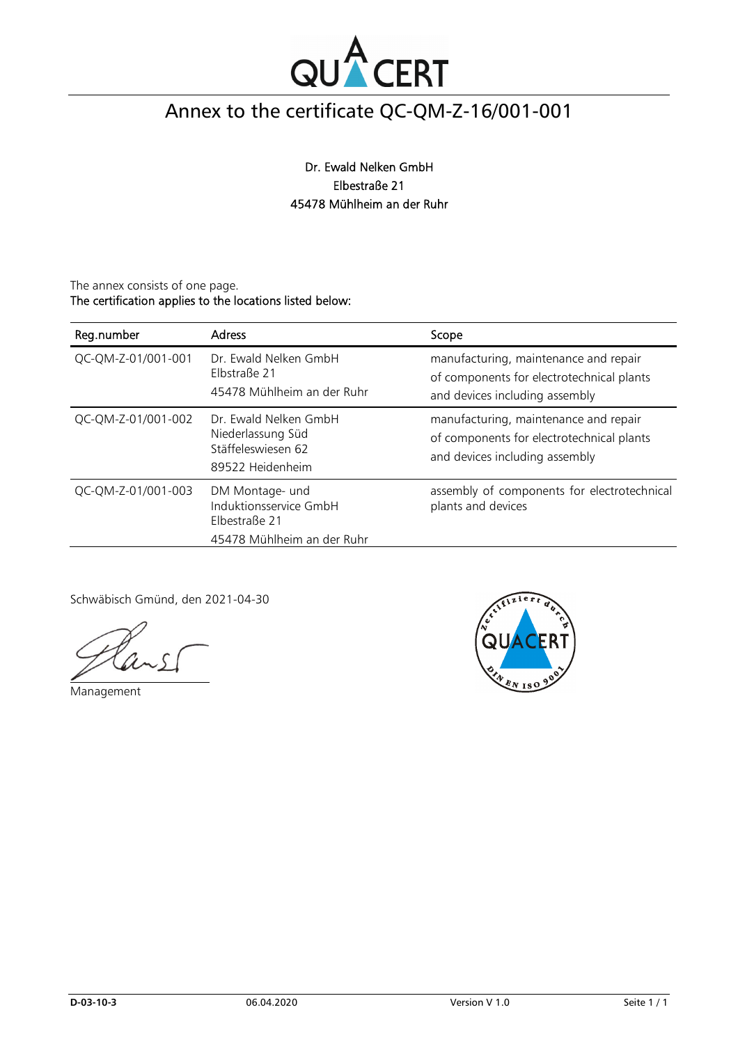# Annex to the certificate QC-QM-Z-16/001-001

Dr. Ewald Nelken GmbH
Elbestraße 21
45478 Mühlheim an der Ruhr

The annex consists of one page.
The certification applies to the locations listed below:

| Reg.number | Adress | Scope |
|---|---|---|
| QC-QM-Z-01/001-001 | Dr. Ewald Nelken GmbH<br>Elbstraße 21<br>45478 Mühlheim an der Ruhr | manufacturing, maintenance and repair of components for electrotechnical plants and devices including assembly |
| QC-QM-Z-01/001-002 | Dr. Ewald Nelken GmbH<br>Niederlassung Süd<br>Stäffeleswiesen 62<br>89522 Heidenheim | manufacturing, maintenance and repair of components for electrotechnical plants and devices including assembly |
| QC-QM-Z-01/001-003 | DM Montage- und Induktionsservice GmbH<br>Elbestraße 21<br>45478 Mühlheim an der Ruhr | assembly of components for electrotechnical plants and devices |

Schwäbisch Gmünd, den 2021-04-30

Management

Zertifiziert durch QUACERT DIN EN ISO 9001

D-03-10-3 06.04.2020 Version V 1.0